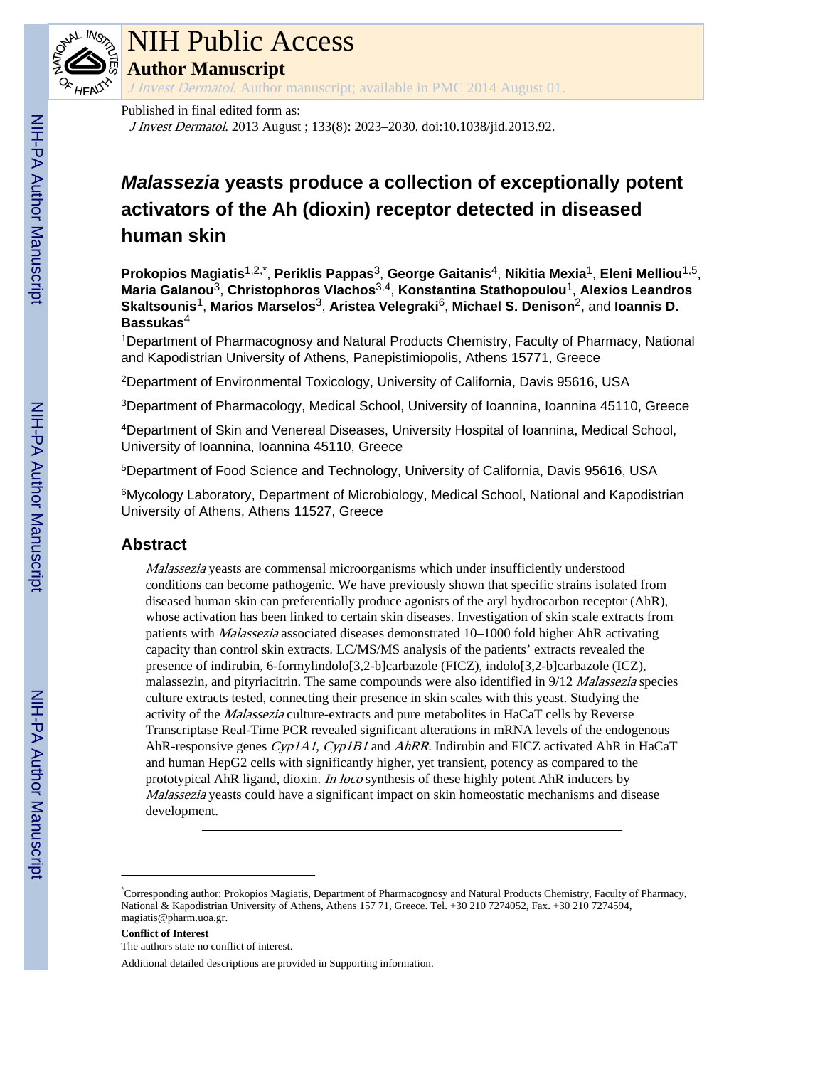# *Malassezia* yeasts produce a collection of exceptionally potent activators of the Ah (dioxin) receptor detected in diseased human skin

**Prokopios Magiatis**[1,2,*], **Periklis Pappas**[3], **George Gaitanis**[4], **Nikitia Mexia**[1], **Eleni Melliou**[1,5], **Maria Galanou**[3], **Christophoros Vlachos**[3,4], **Konstantina Stathopoulou**[1], **Alexios Leandros Skaltsounis**[1], **Marios Marselos**[3], **Aristea Velegraki**[6], **Michael S. Denison**[2], and **Ioannis D. Bassukas**[4]

[1]Department of Pharmacognosy and Natural Products Chemistry, Faculty of Pharmacy, National and Kapodistrian University of Athens, Panepistimiopolis, Athens 15771, Greece

[2]Department of Environmental Toxicology, University of California, Davis 95616, USA

[3]Department of Pharmacology, Medical School, University of Ioannina, Ioannina 45110, Greece

[4]Department of Skin and Venereal Diseases, University Hospital of Ioannina, Medical School, University of Ioannina, Ioannina 45110, Greece

[5]Department of Food Science and Technology, University of California, Davis 95616, USA

[6]Mycology Laboratory, Department of Microbiology, Medical School, National and Kapodistrian University of Athens, Athens 11527, Greece

## Abstract

*Malassezia* yeasts are commensal microorganisms which under insufficiently understood conditions can become pathogenic. We have previously shown that specific strains isolated from diseased human skin can preferentially produce agonists of the aryl hydrocarbon receptor (AhR), whose activation has been linked to certain skin diseases. Investigation of skin scale extracts from patients with *Malassezia* associated diseases demonstrated 10–1000 fold higher AhR activating capacity than control skin extracts. LC/MS/MS analysis of the patients' extracts revealed the presence of indirubin, 6-formylindolo[3,2-b]carbazole (FICZ), indolo[3,2-b]carbazole (ICZ), malassezin, and pityriacitrin. The same compounds were also identified in 9/12 *Malassezia* species culture extracts tested, connecting their presence in skin scales with this yeast. Studying the activity of the *Malassezia* culture-extracts and pure metabolites in HaCaT cells by Reverse Transcriptase Real-Time PCR revealed significant alterations in mRNA levels of the endogenous AhR-responsive genes *Cyp1A1*, *Cyp1B1* and *AhRR*. Indirubin and FICZ activated AhR in HaCaT and human HepG2 cells with significantly higher, yet transient, potency as compared to the prototypical AhR ligand, dioxin. *In loco* synthesis of these highly potent AhR inducers by *Malassezia* yeasts could have a significant impact on skin homeostatic mechanisms and disease development.

---

*Corresponding author: Prokopios Magiatis, Department of Pharmacognosy and Natural Products Chemistry, Faculty of Pharmacy, National & Kapodistrian University of Athens, Athens 157 71, Greece. Tel. +30 210 7274052, Fax. +30 210 7274594, magiatis@pharm.uoa.gr.

**Conflict of Interest**

The authors state no conflict of interest.

Additional detailed descriptions are provided in Supporting information.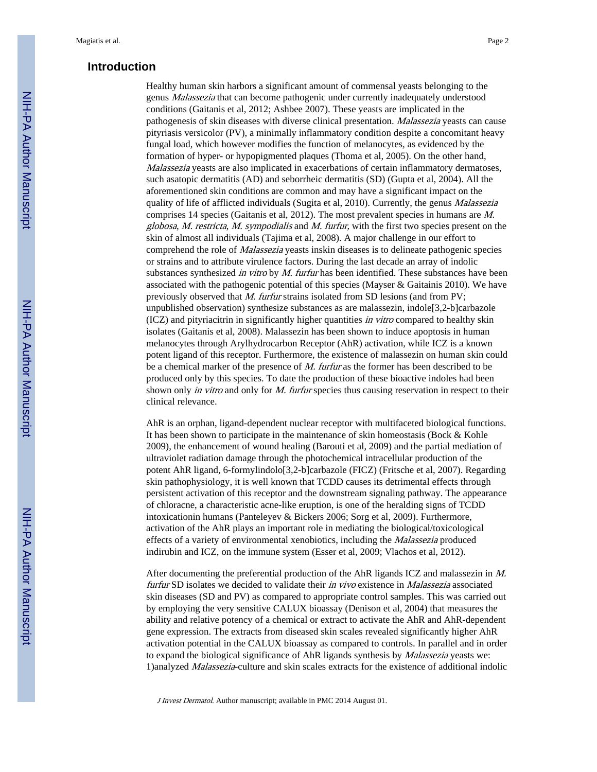## Introduction

Healthy human skin harbors a significant amount of commensal yeasts belonging to the genus *Malassezia* that can become pathogenic under currently inadequately understood conditions (Gaitanis et al, 2012; Ashbee 2007). These yeasts are implicated in the pathogenesis of skin diseases with diverse clinical presentation. *Malassezia* yeasts can cause pityriasis versicolor (PV), a minimally inflammatory condition despite a concomitant heavy fungal load, which however modifies the function of melanocytes, as evidenced by the formation of hyper- or hypopigmented plaques (Thoma et al, 2005). On the other hand, *Malassezia* yeasts are also implicated in exacerbations of certain inflammatory dermatoses, such asatopic dermatitis (AD) and seborrheic dermatitis (SD) (Gupta et al, 2004). All the aforementioned skin conditions are common and may have a significant impact on the quality of life of afflicted individuals (Sugita et al, 2010). Currently, the genus *Malassezia* comprises 14 species (Gaitanis et al, 2012). The most prevalent species in humans are *M. globosa*, *M. restricta*, *M. sympodialis* and *M. furfur,* with the first two species present on the skin of almost all individuals (Tajima et al, 2008). A major challenge in our effort to comprehend the role of *Malassezia* yeasts inskin diseases is to delineate pathogenic species or strains and to attribute virulence factors. During the last decade an array of indolic substances synthesized *in vitro* by *M. furfur* has been identified. These substances have been associated with the pathogenic potential of this species (Mayser & Gaitainis 2010). We have previously observed that *M. furfur* strains isolated from SD lesions (and from PV; unpublished observation) synthesize substances as are malassezin, indole[3,2-b]carbazole (ICZ) and pityriacitrin in significantly higher quantities *in vitro* compared to healthy skin isolates (Gaitanis et al, 2008). Malassezin has been shown to induce apoptosis in human melanocytes through Arylhydrocarbon Receptor (AhR) activation, while ICZ is a known potent ligand of this receptor. Furthermore, the existence of malassezin on human skin could be a chemical marker of the presence of *M. furfur* as the former has been described to be produced only by this species. To date the production of these bioactive indoles had been shown only *in vitro* and only for *M. furfur* species thus causing reservation in respect to their clinical relevance.

AhR is an orphan, ligand-dependent nuclear receptor with multifaceted biological functions. It has been shown to participate in the maintenance of skin homeostasis (Bock & Kohle 2009), the enhancement of wound healing (Barouti et al, 2009) and the partial mediation of ultraviolet radiation damage through the photochemical intracellular production of the potent AhR ligand, 6-formylindolo[3,2-b]carbazole (FICZ) (Fritsche et al, 2007). Regarding skin pathophysiology, it is well known that TCDD causes its detrimental effects through persistent activation of this receptor and the downstream signaling pathway. The appearance of chloracne, a characteristic acne-like eruption, is one of the heralding signs of TCDD intoxicationin humans (Panteleyev & Bickers 2006; Sorg et al, 2009). Furthermore, activation of the AhR plays an important role in mediating the biological/toxicological effects of a variety of environmental xenobiotics, including the *Malassezia* produced indirubin and ICZ, on the immune system (Esser et al, 2009; Vlachos et al, 2012).

After documenting the preferential production of the AhR ligands ICZ and malassezin in *M. furfur* SD isolates we decided to validate their *in vivo* existence in *Malassezia* associated skin diseases (SD and PV) as compared to appropriate control samples. This was carried out by employing the very sensitive CALUX bioassay (Denison et al, 2004) that measures the ability and relative potency of a chemical or extract to activate the AhR and AhR-dependent gene expression. The extracts from diseased skin scales revealed significantly higher AhR activation potential in the CALUX bioassay as compared to controls. In parallel and in order to expand the biological significance of AhR ligands synthesis by *Malassezia* yeasts we: 1)analyzed *Malassezia*-culture and skin scales extracts for the existence of additional indolic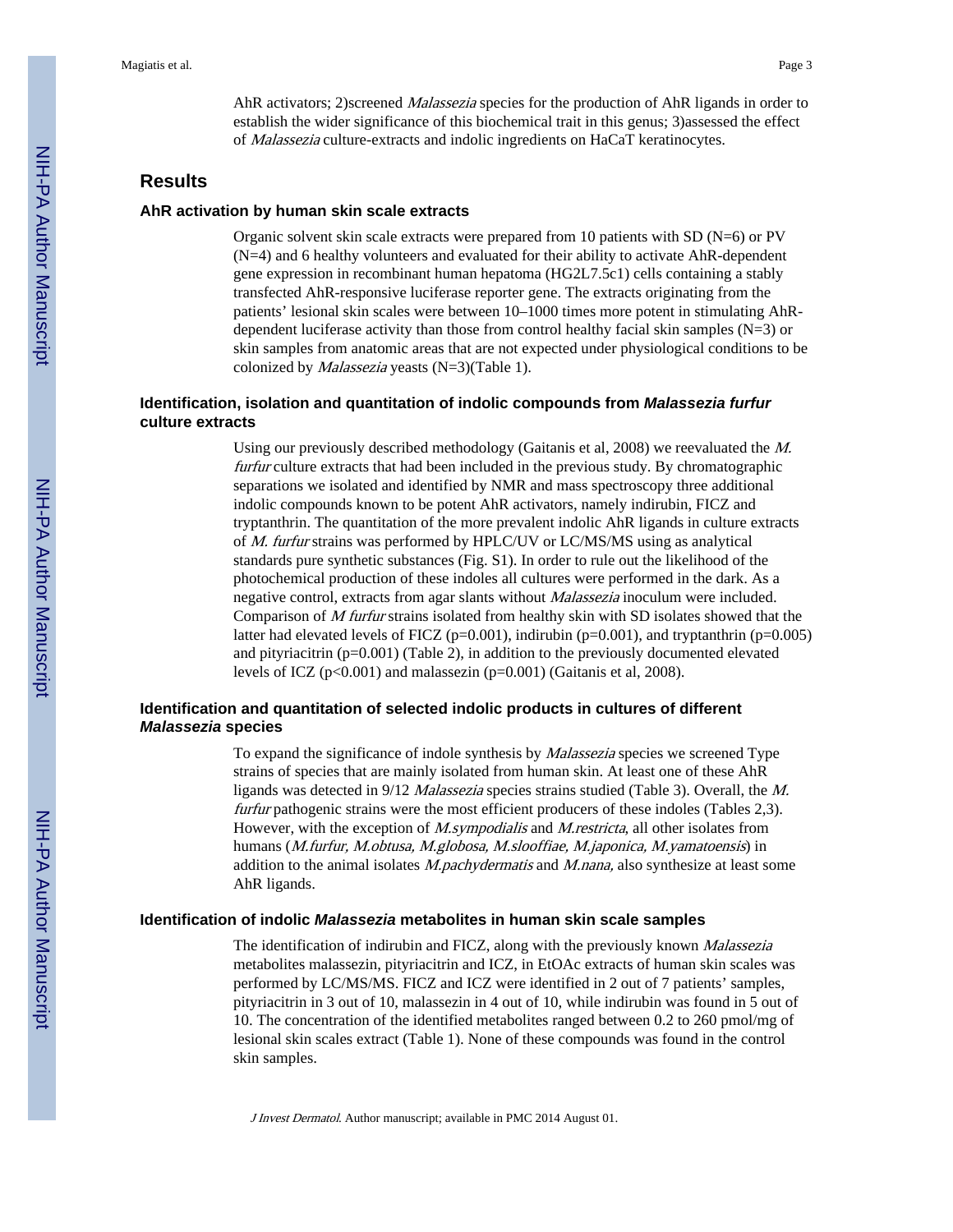AhR activators; 2)screened *Malassezia* species for the production of AhR ligands in order to establish the wider significance of this biochemical trait in this genus; 3)assessed the effect of *Malassezia* culture-extracts and indolic ingredients on HaCaT keratinocytes.

## Results

### AhR activation by human skin scale extracts

Organic solvent skin scale extracts were prepared from 10 patients with SD (N=6) or PV (N=4) and 6 healthy volunteers and evaluated for their ability to activate AhR-dependent gene expression in recombinant human hepatoma (HG2L7.5c1) cells containing a stably transfected AhR-responsive luciferase reporter gene. The extracts originating from the patients' lesional skin scales were between 10–1000 times more potent in stimulating AhR-dependent luciferase activity than those from control healthy facial skin samples (N=3) or skin samples from anatomic areas that are not expected under physiological conditions to be colonized by *Malassezia* yeasts (N=3)(Table 1).

### Identification, isolation and quantitation of indolic compounds from *Malassezia furfur* culture extracts

Using our previously described methodology (Gaitanis et al, 2008) we reevaluated the *M. furfur* culture extracts that had been included in the previous study. By chromatographic separations we isolated and identified by NMR and mass spectroscopy three additional indolic compounds known to be potent AhR activators, namely indirubin, FICZ and tryptanthrin. The quantitation of the more prevalent indolic AhR ligands in culture extracts of *M. furfur* strains was performed by HPLC/UV or LC/MS/MS using as analytical standards pure synthetic substances (Fig. S1). In order to rule out the likelihood of the photochemical production of these indoles all cultures were performed in the dark. As a negative control, extracts from agar slants without *Malassezia* inoculum were included. Comparison of *M furfur* strains isolated from healthy skin with SD isolates showed that the latter had elevated levels of FICZ ($p=0.001$), indirubin ($p=0.001$), and tryptanthrin ($p=0.005$) and pityriacitrin ($p=0.001$) (Table 2), in addition to the previously documented elevated levels of ICZ ($p<0.001$) and malassezin ($p=0.001$) (Gaitanis et al, 2008).

### Identification and quantitation of selected indolic products in cultures of different *Malassezia* species

To expand the significance of indole synthesis by *Malassezia* species we screened Type strains of species that are mainly isolated from human skin. At least one of these AhR ligands was detected in 9/12 *Malassezia* species strains studied (Table 3). Overall, the *M. furfur* pathogenic strains were the most efficient producers of these indoles (Tables 2,3). However, with the exception of *M.sympodialis* and *M.restricta*, all other isolates from humans (*M.furfur, M.obtusa, M.globosa, M.slooffiae, M.japonica, M.yamatoensis*) in addition to the animal isolates *M.pachydermatis* and *M.nana,* also synthesize at least some AhR ligands.

### Identification of indolic *Malassezia* metabolites in human skin scale samples

The identification of indirubin and FICZ, along with the previously known *Malassezia* metabolites malassezin, pityriacitrin and ICZ, in EtOAc extracts of human skin scales was performed by LC/MS/MS. FICZ and ICZ were identified in 2 out of 7 patients' samples, pityriacitrin in 3 out of 10, malassezin in 4 out of 10, while indirubin was found in 5 out of 10. The concentration of the identified metabolites ranged between 0.2 to 260 pmol/mg of lesional skin scales extract (Table 1). None of these compounds was found in the control skin samples.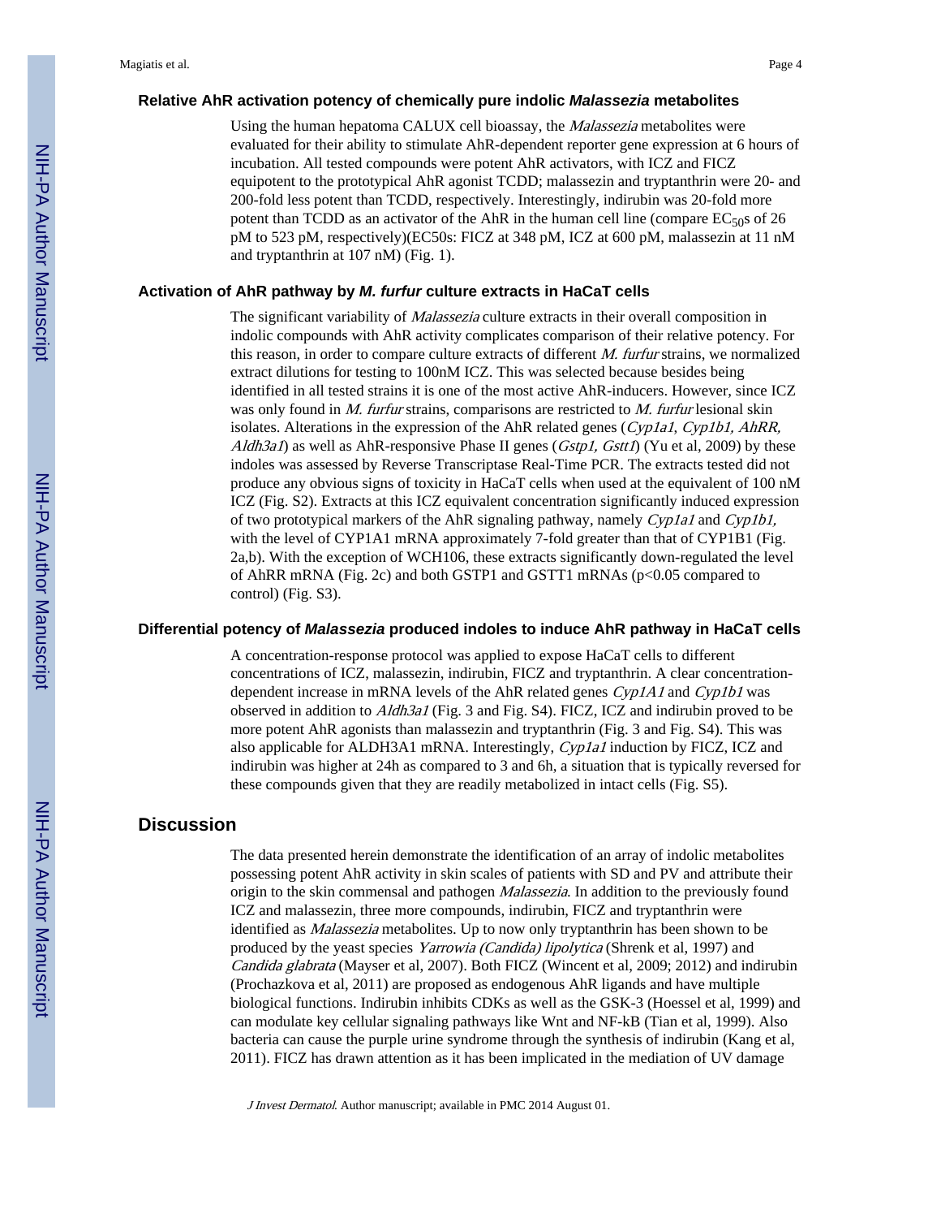### Relative AhR activation potency of chemically pure indolic *Malassezia* metabolites

Using the human hepatoma CALUX cell bioassay, the *Malassezia* metabolites were evaluated for their ability to stimulate AhR-dependent reporter gene expression at 6 hours of incubation. All tested compounds were potent AhR activators, with ICZ and FICZ equipotent to the prototypical AhR agonist TCDD; malassezin and tryptanthrin were 20- and 200-fold less potent than TCDD, respectively. Interestingly, indirubin was 20-fold more potent than TCDD as an activator of the AhR in the human cell line (compare $EC_{50}$s of 26 pM to 523 pM, respectively)(EC50s: FICZ at 348 pM, ICZ at 600 pM, malassezin at 11 nM and tryptanthrin at 107 nM) (Fig. 1).

### Activation of AhR pathway by *M. furfur* culture extracts in HaCaT cells

The significant variability of *Malassezia* culture extracts in their overall composition in indolic compounds with AhR activity complicates comparison of their relative potency. For this reason, in order to compare culture extracts of different *M. furfur* strains, we normalized extract dilutions for testing to 100nM ICZ. This was selected because besides being identified in all tested strains it is one of the most active AhR-inducers. However, since ICZ was only found in *M. furfur* strains, comparisons are restricted to *M. furfur* lesional skin isolates. Alterations in the expression of the AhR related genes (*Cyp1a1*, *Cyp1b1, AhRR, Aldh3a1*) as well as AhR-responsive Phase II genes (*Gstp1, Gstt1*) (Yu et al, 2009) by these indoles was assessed by Reverse Transcriptase Real-Time PCR. The extracts tested did not produce any obvious signs of toxicity in HaCaT cells when used at the equivalent of 100 nM ICZ (Fig. S2). Extracts at this ICZ equivalent concentration significantly induced expression of two prototypical markers of the AhR signaling pathway, namely *Cyp1a1* and *Cyp1b1,* with the level of CYP1A1 mRNA approximately 7-fold greater than that of CYP1B1 (Fig. 2a,b). With the exception of WCH106, these extracts significantly down-regulated the level of AhRR mRNA (Fig. 2c) and both GSTP1 and GSTT1 mRNAs ($p<0.05$ compared to control) (Fig. S3).

### Differential potency of *Malassezia* produced indoles to induce AhR pathway in HaCaT cells

A concentration-response protocol was applied to expose HaCaT cells to different concentrations of ICZ, malassezin, indirubin, FICZ and tryptanthrin. A clear concentration-dependent increase in mRNA levels of the AhR related genes *Cyp1A1* and *Cyp1b1* was observed in addition to *Aldh3a1* (Fig. 3 and Fig. S4). FICZ, ICZ and indirubin proved to be more potent AhR agonists than malassezin and tryptanthrin (Fig. 3 and Fig. S4). This was also applicable for ALDH3A1 mRNA. Interestingly, *Cyp1a1* induction by FICZ, ICZ and indirubin was higher at 24h as compared to 3 and 6h, a situation that is typically reversed for these compounds given that they are readily metabolized in intact cells (Fig. S5).

## Discussion

The data presented herein demonstrate the identification of an array of indolic metabolites possessing potent AhR activity in skin scales of patients with SD and PV and attribute their origin to the skin commensal and pathogen *Malassezia*. In addition to the previously found ICZ and malassezin, three more compounds, indirubin, FICZ and tryptanthrin were identified as *Malassezia* metabolites. Up to now only tryptanthrin has been shown to be produced by the yeast species *Yarrowia (Candida) lipolytica* (Shrenk et al, 1997) and *Candida glabrata* (Mayser et al, 2007). Both FICZ (Wincent et al, 2009; 2012) and indirubin (Prochazkova et al, 2011) are proposed as endogenous AhR ligands and have multiple biological functions. Indirubin inhibits CDKs as well as the GSK-3 (Hoessel et al, 1999) and can modulate key cellular signaling pathways like Wnt and NF-kB (Tian et al, 1999). Also bacteria can cause the purple urine syndrome through the synthesis of indirubin (Kang et al, 2011). FICZ has drawn attention as it has been implicated in the mediation of UV damage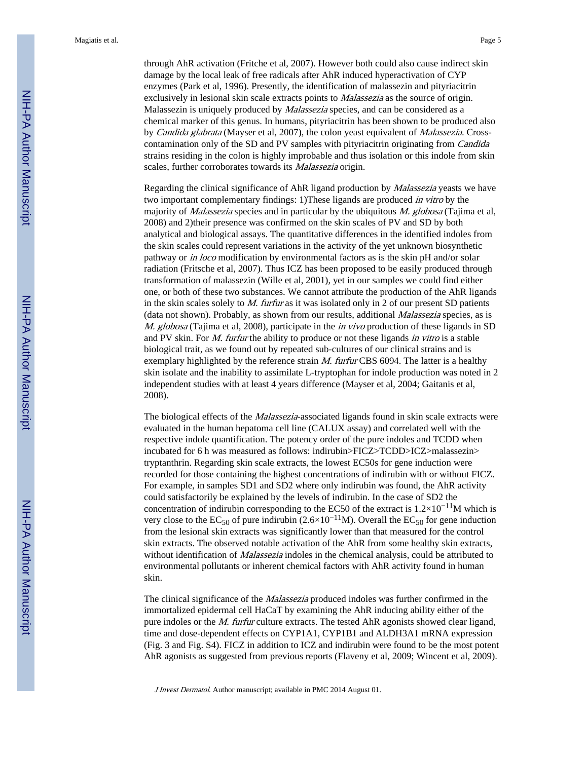through AhR activation (Fritche et al, 2007). However both could also cause indirect skin damage by the local leak of free radicals after AhR induced hyperactivation of CYP enzymes (Park et al, 1996). Presently, the identification of malassezin and pityriacitrin exclusively in lesional skin scale extracts points to *Malassezia* as the source of origin. Malassezin is uniquely produced by *Malassezia* species, and can be considered as a chemical marker of this genus. In humans, pityriacitrin has been shown to be produced also by *Candida glabrata* (Mayser et al, 2007), the colon yeast equivalent of *Malassezia*. Cross-contamination only of the SD and PV samples with pityriacitrin originating from *Candida* strains residing in the colon is highly improbable and thus isolation or this indole from skin scales, further corroborates towards its *Malassezia* origin.

Regarding the clinical significance of AhR ligand production by *Malassezia* yeasts we have two important complementary findings: 1)These ligands are produced *in vitro* by the majority of *Malassezia* species and in particular by the ubiquitous *M. globosa* (Tajima et al, 2008) and 2)their presence was confirmed on the skin scales of PV and SD by both analytical and biological assays. The quantitative differences in the identified indoles from the skin scales could represent variations in the activity of the yet unknown biosynthetic pathway or *in loco* modification by environmental factors as is the skin pH and/or solar radiation (Fritsche et al, 2007). Thus ICZ has been proposed to be easily produced through transformation of malassezin (Wille et al, 2001), yet in our samples we could find either one, or both of these two substances. We cannot attribute the production of the AhR ligands in the skin scales solely to *M. furfur* as it was isolated only in 2 of our present SD patients (data not shown). Probably, as shown from our results, additional *Malassezia* species, as is *M. globosa* (Tajima et al, 2008), participate in the *in vivo* production of these ligands in SD and PV skin. For *M. furfur* the ability to produce or not these ligands *in vitro* is a stable biological trait, as we found out by repeated sub-cultures of our clinical strains and is exemplary highlighted by the reference strain *M. furfur* CBS 6094. The latter is a healthy skin isolate and the inability to assimilate L-tryptophan for indole production was noted in 2 independent studies with at least 4 years difference (Mayser et al, 2004; Gaitanis et al, 2008).

The biological effects of the *Malassezia*-associated ligands found in skin scale extracts were evaluated in the human hepatoma cell line (CALUX assay) and correlated well with the respective indole quantification. The potency order of the pure indoles and TCDD when incubated for 6 h was measured as follows: indirubin>FICZ>TCDD>ICZ>malassezin> tryptanthrin. Regarding skin scale extracts, the lowest EC50s for gene induction were recorded for those containing the highest concentrations of indirubin with or without FICZ. For example, in samples SD1 and SD2 where only indirubin was found, the AhR activity could satisfactorily be explained by the levels of indirubin. In the case of SD2 the concentration of indirubin corresponding to the EC50 of the extract is $1.2\times10^{-11}$M which is very close to the $EC_{50}$ of pure indirubin ($2.6\times10^{-11}$M). Overall the $EC_{50}$ for gene induction from the lesional skin extracts was significantly lower than that measured for the control skin extracts. The observed notable activation of the AhR from some healthy skin extracts, without identification of *Malassezia* indoles in the chemical analysis, could be attributed to environmental pollutants or inherent chemical factors with AhR activity found in human skin.

The clinical significance of the *Malassezia* produced indoles was further confirmed in the immortalized epidermal cell HaCaT by examining the AhR inducing ability either of the pure indoles or the *M. furfur* culture extracts. The tested AhR agonists showed clear ligand, time and dose-dependent effects on CYP1A1, CYP1B1 and ALDH3A1 mRNA expression (Fig. 3 and Fig. S4). FICZ in addition to ICZ and indirubin were found to be the most potent AhR agonists as suggested from previous reports (Flaveny et al, 2009; Wincent et al, 2009).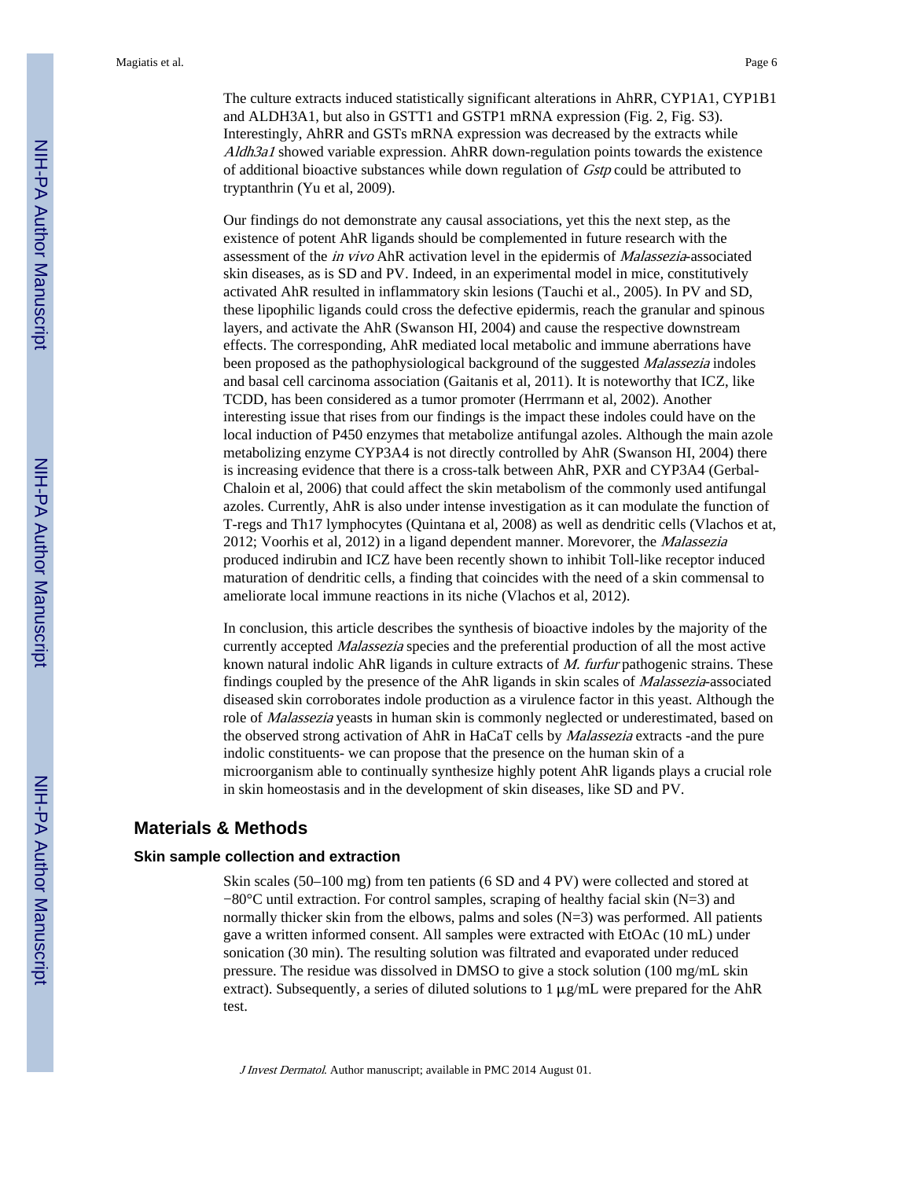The culture extracts induced statistically significant alterations in AhRR, CYP1A1, CYP1B1 and ALDH3A1, but also in GSTT1 and GSTP1 mRNA expression (Fig. 2, Fig. S3). Interestingly, AhRR and GSTs mRNA expression was decreased by the extracts while *Aldh3a1* showed variable expression. AhRR down-regulation points towards the existence of additional bioactive substances while down regulation of *Gstp* could be attributed to tryptanthrin (Yu et al, 2009).

Our findings do not demonstrate any causal associations, yet this the next step, as the existence of potent AhR ligands should be complemented in future research with the assessment of the *in vivo* AhR activation level in the epidermis of *Malassezia*-associated skin diseases, as is SD and PV. Indeed, in an experimental model in mice, constitutively activated AhR resulted in inflammatory skin lesions (Tauchi et al., 2005). In PV and SD, these lipophilic ligands could cross the defective epidermis, reach the granular and spinous layers, and activate the AhR (Swanson HI, 2004) and cause the respective downstream effects. The corresponding, AhR mediated local metabolic and immune aberrations have been proposed as the pathophysiological background of the suggested *Malassezia* indoles and basal cell carcinoma association (Gaitanis et al, 2011). It is noteworthy that ICZ, like TCDD, has been considered as a tumor promoter (Herrmann et al, 2002). Another interesting issue that rises from our findings is the impact these indoles could have on the local induction of P450 enzymes that metabolize antifungal azoles. Although the main azole metabolizing enzyme CYP3A4 is not directly controlled by AhR (Swanson HI, 2004) there is increasing evidence that there is a cross-talk between AhR, PXR and CYP3A4 (Gerbal-Chaloin et al, 2006) that could affect the skin metabolism of the commonly used antifungal azoles. Currently, AhR is also under intense investigation as it can modulate the function of T-regs and Th17 lymphocytes (Quintana et al, 2008) as well as dendritic cells (Vlachos et at, 2012; Voorhis et al, 2012) in a ligand dependent manner. Morevorer, the *Malassezia* produced indirubin and ICZ have been recently shown to inhibit Toll-like receptor induced maturation of dendritic cells, a finding that coincides with the need of a skin commensal to ameliorate local immune reactions in its niche (Vlachos et al, 2012).

In conclusion, this article describes the synthesis of bioactive indoles by the majority of the currently accepted *Malassezia* species and the preferential production of all the most active known natural indolic AhR ligands in culture extracts of *M. furfur* pathogenic strains. These findings coupled by the presence of the AhR ligands in skin scales of *Malassezia*-associated diseased skin corroborates indole production as a virulence factor in this yeast. Although the role of *Malassezia* yeasts in human skin is commonly neglected or underestimated, based on the observed strong activation of AhR in HaCaT cells by *Malassezia* extracts -and the pure indolic constituents- we can propose that the presence on the human skin of a microorganism able to continually synthesize highly potent AhR ligands plays a crucial role in skin homeostasis and in the development of skin diseases, like SD and PV.

## Materials & Methods

### Skin sample collection and extraction

Skin scales (50–100 mg) from ten patients (6 SD and 4 PV) were collected and stored at −80°C until extraction. For control samples, scraping of healthy facial skin (N=3) and normally thicker skin from the elbows, palms and soles (N=3) was performed. All patients gave a written informed consent. All samples were extracted with EtOAc (10 mL) under sonication (30 min). The resulting solution was filtrated and evaporated under reduced pressure. The residue was dissolved in DMSO to give a stock solution (100 mg/mL skin extract). Subsequently, a series of diluted solutions to 1 μg/mL were prepared for the AhR test.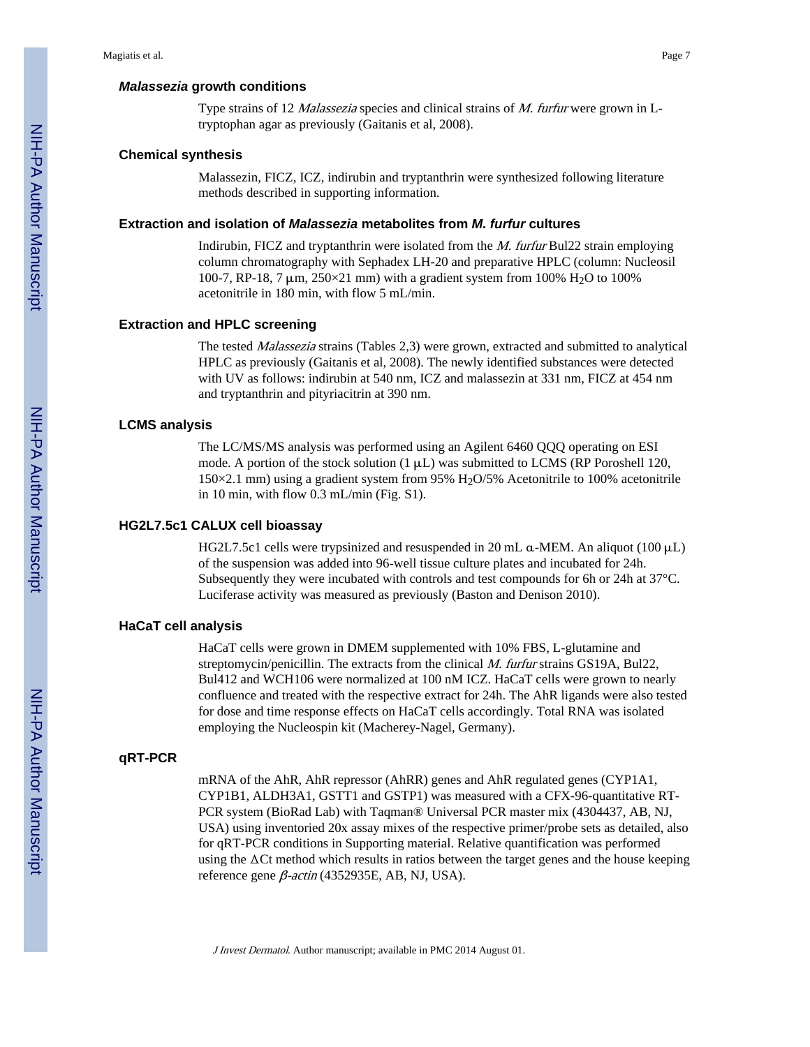### *Malassezia* growth conditions

Type strains of 12 *Malassezia* species and clinical strains of *M. furfur* were grown in L-tryptophan agar as previously (Gaitanis et al, 2008).

### Chemical synthesis

Malassezin, FICZ, ICZ, indirubin and tryptanthrin were synthesized following literature methods described in supporting information.

### Extraction and isolation of *Malassezia* metabolites from *M. furfur* cultures

Indirubin, FICZ and tryptanthrin were isolated from the *M. furfur* Bul22 strain employing column chromatography with Sephadex LH-20 and preparative HPLC (column: Nucleosil 100-7, RP-18, 7 μm, 250×21 mm) with a gradient system from 100% $H_2O$ to 100% acetonitrile in 180 min, with flow 5 mL/min.

### Extraction and HPLC screening

The tested *Malassezia* strains (Tables 2,3) were grown, extracted and submitted to analytical HPLC as previously (Gaitanis et al, 2008). The newly identified substances were detected with UV as follows: indirubin at 540 nm, ICZ and malassezin at 331 nm, FICZ at 454 nm and tryptanthrin and pityriacitrin at 390 nm.

### LCMS analysis

The LC/MS/MS analysis was performed using an Agilent 6460 QQQ operating on ESI mode. A portion of the stock solution (1 μL) was submitted to LCMS (RP Poroshell 120, 150×2.1 mm) using a gradient system from 95% $H_2O$/5% Acetonitrile to 100% acetonitrile in 10 min, with flow 0.3 mL/min (Fig. S1).

### HG2L7.5c1 CALUX cell bioassay

HG2L7.5c1 cells were trypsinized and resuspended in 20 mL α-MEM. An aliquot (100 μL) of the suspension was added into 96-well tissue culture plates and incubated for 24h. Subsequently they were incubated with controls and test compounds for 6h or 24h at 37°C. Luciferase activity was measured as previously (Baston and Denison 2010).

### HaCaT cell analysis

HaCaT cells were grown in DMEM supplemented with 10% FBS, L-glutamine and streptomycin/penicillin. The extracts from the clinical *M. furfur* strains GS19A, Bul22, Bul412 and WCH106 were normalized at 100 nM ICZ. HaCaT cells were grown to nearly confluence and treated with the respective extract for 24h. The AhR ligands were also tested for dose and time response effects on HaCaT cells accordingly. Total RNA was isolated employing the Nucleospin kit (Macherey-Nagel, Germany).

### qRT-PCR

mRNA of the AhR, AhR repressor (AhRR) genes and AhR regulated genes (CYP1A1, CYP1B1, ALDH3A1, GSTT1 and GSTP1) was measured with a CFX-96-quantitative RT-PCR system (BioRad Lab) with Taqman® Universal PCR master mix (4304437, AB, NJ, USA) using inventoried 20x assay mixes of the respective primer/probe sets as detailed, also for qRT-PCR conditions in Supporting material. Relative quantification was performed using the ΔCt method which results in ratios between the target genes and the house keeping reference gene *β-actin* (4352935E, AB, NJ, USA).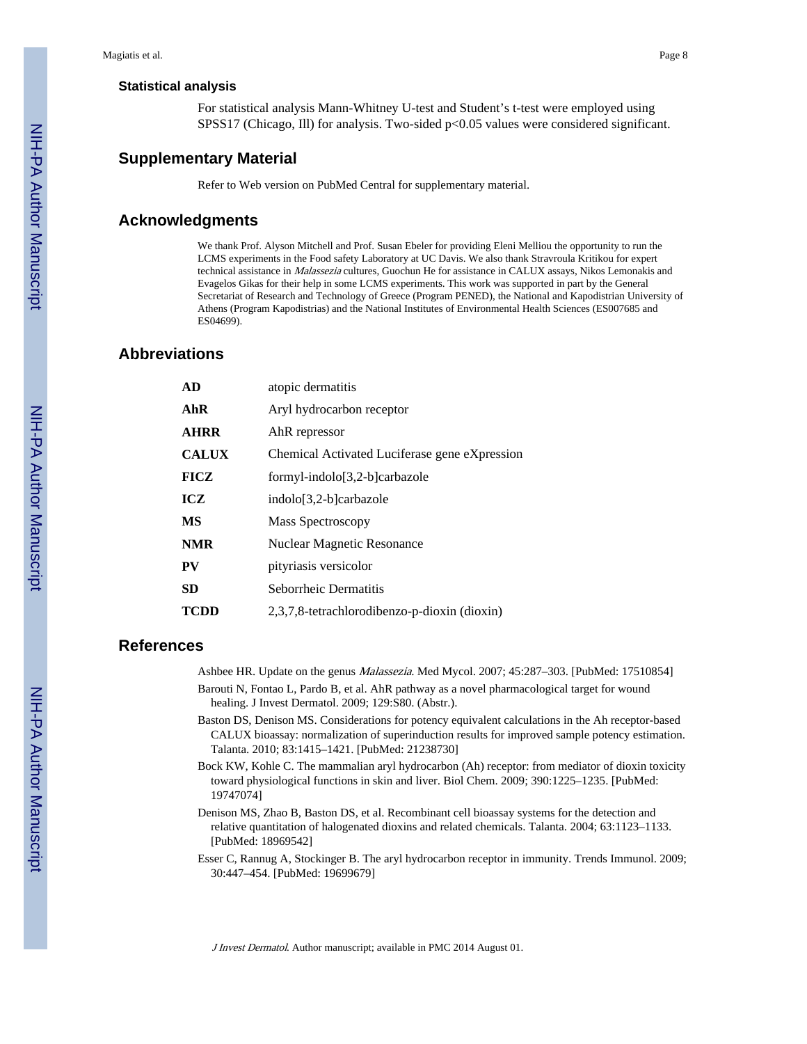### Statistical analysis

For statistical analysis Mann-Whitney U-test and Student's t-test were employed using SPSS17 (Chicago, Ill) for analysis. Two-sided $p<0.05$ values were considered significant.

## Supplementary Material

Refer to Web version on PubMed Central for supplementary material.

## Acknowledgments

We thank Prof. Alyson Mitchell and Prof. Susan Ebeler for providing Eleni Melliou the opportunity to run the LCMS experiments in the Food safety Laboratory at UC Davis. We also thank Stravroula Kritikou for expert technical assistance in *Malassezia* cultures, Guochun He for assistance in CALUX assays, Nikos Lemonakis and Evagelos Gikas for their help in some LCMS experiments. This work was supported in part by the General Secretariat of Research and Technology of Greece (Program PENED), the National and Kapodistrian University of Athens (Program Kapodistrias) and the National Institutes of Environmental Health Sciences (ES007685 and ES04699).

## Abbreviations

| | |
|---|---|
| **AD** | atopic dermatitis |
| **AhR** | Aryl hydrocarbon receptor |
| **AHRR** | AhR repressor |
| **CALUX** | Chemical Activated Luciferase gene eXpression |
| **FICZ** | formyl-indolo[3,2-b]carbazole |
| **ICZ** | indolo[3,2-b]carbazole |
| **MS** | Mass Spectroscopy |
| **NMR** | Nuclear Magnetic Resonance |
| **PV** | pityriasis versicolor |
| **SD** | Seborrheic Dermatitis |
| **TCDD** | 2,3,7,8-tetrachlorodibenzo-p-dioxin (dioxin) |

## References

Ashbee HR. Update on the genus *Malassezia*. Med Mycol. 2007; 45:287–303. [PubMed: 17510854]

Barouti N, Fontao L, Pardo B, et al. AhR pathway as a novel pharmacological target for wound healing. J Invest Dermatol. 2009; 129:S80. (Abstr.).

Baston DS, Denison MS. Considerations for potency equivalent calculations in the Ah receptor-based CALUX bioassay: normalization of superinduction results for improved sample potency estimation. Talanta. 2010; 83:1415–1421. [PubMed: 21238730]

Bock KW, Kohle C. The mammalian aryl hydrocarbon (Ah) receptor: from mediator of dioxin toxicity toward physiological functions in skin and liver. Biol Chem. 2009; 390:1225–1235. [PubMed: 19747074]

Denison MS, Zhao B, Baston DS, et al. Recombinant cell bioassay systems for the detection and relative quantitation of halogenated dioxins and related chemicals. Talanta. 2004; 63:1123–1133. [PubMed: 18969542]

Esser C, Rannug A, Stockinger B. The aryl hydrocarbon receptor in immunity. Trends Immunol. 2009; 30:447–454. [PubMed: 19699679]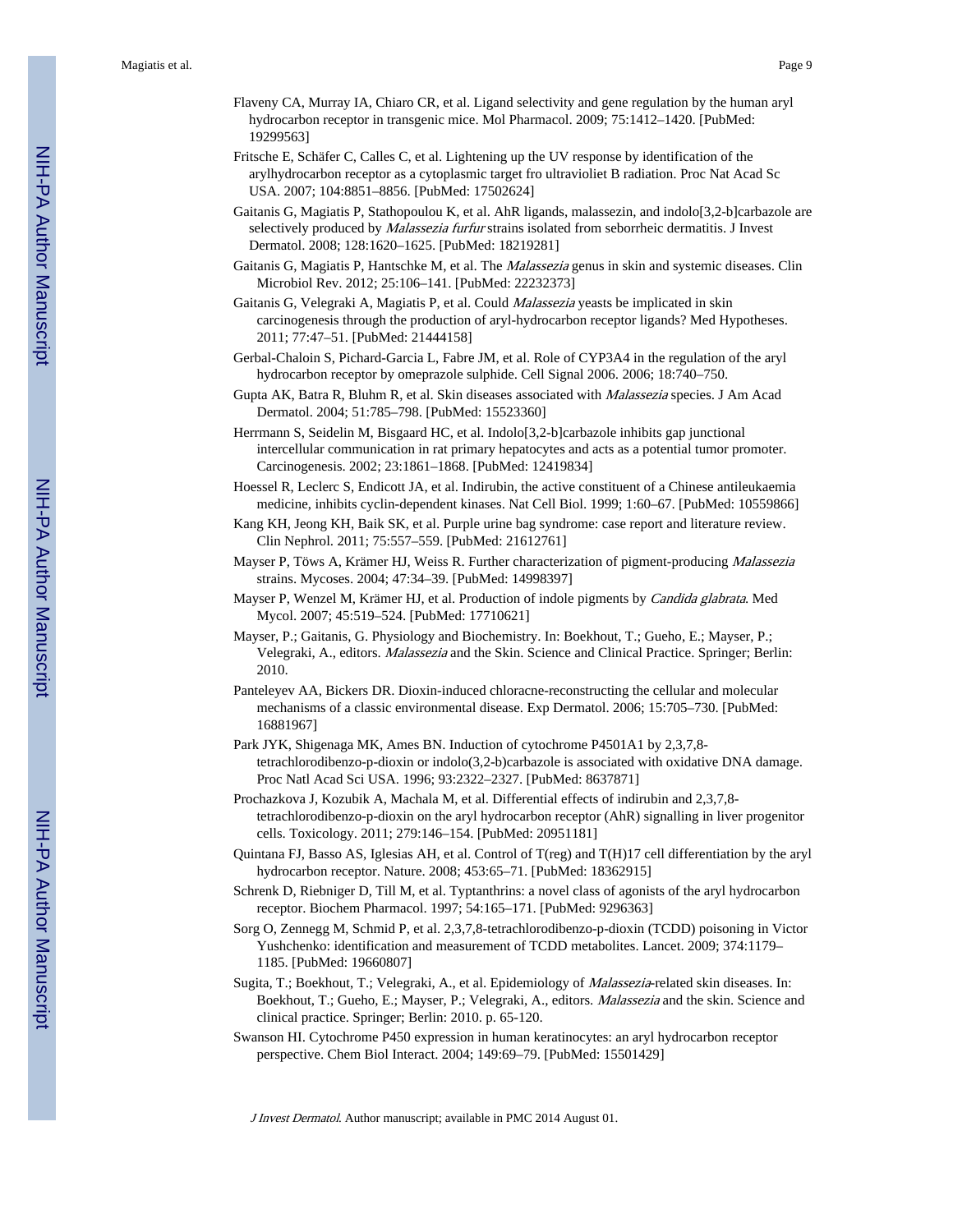Flaveny CA, Murray IA, Chiaro CR, et al. Ligand selectivity and gene regulation by the human aryl hydrocarbon receptor in transgenic mice. Mol Pharmacol. 2009; 75:1412–1420. [PubMed: 19299563]

Fritsche E, Schäfer C, Calles C, et al. Lightening up the UV response by identification of the arylhydrocarbon receptor as a cytoplasmic target fro ultravioliet B radiation. Proc Nat Acad Sc USA. 2007; 104:8851–8856. [PubMed: 17502624]

Gaitanis G, Magiatis P, Stathopoulou K, et al. AhR ligands, malassezin, and indolo[3,2-b]carbazole are selectively produced by *Malassezia furfur* strains isolated from seborrheic dermatitis. J Invest Dermatol. 2008; 128:1620–1625. [PubMed: 18219281]

Gaitanis G, Magiatis P, Hantschke M, et al. The *Malassezia* genus in skin and systemic diseases. Clin Microbiol Rev. 2012; 25:106–141. [PubMed: 22232373]

Gaitanis G, Velegraki A, Magiatis P, et al. Could *Malassezia* yeasts be implicated in skin carcinogenesis through the production of aryl-hydrocarbon receptor ligands? Med Hypotheses. 2011; 77:47–51. [PubMed: 21444158]

Gerbal-Chaloin S, Pichard-Garcia L, Fabre JM, et al. Role of CYP3A4 in the regulation of the aryl hydrocarbon receptor by omeprazole sulphide. Cell Signal 2006. 2006; 18:740–750.

Gupta AK, Batra R, Bluhm R, et al. Skin diseases associated with *Malassezia* species. J Am Acad Dermatol. 2004; 51:785–798. [PubMed: 15523360]

Herrmann S, Seidelin M, Bisgaard HC, et al. Indolo[3,2-b]carbazole inhibits gap junctional intercellular communication in rat primary hepatocytes and acts as a potential tumor promoter. Carcinogenesis. 2002; 23:1861–1868. [PubMed: 12419834]

Hoessel R, Leclerc S, Endicott JA, et al. Indirubin, the active constituent of a Chinese antileukaemia medicine, inhibits cyclin-dependent kinases. Nat Cell Biol. 1999; 1:60–67. [PubMed: 10559866]

Kang KH, Jeong KH, Baik SK, et al. Purple urine bag syndrome: case report and literature review. Clin Nephrol. 2011; 75:557–559. [PubMed: 21612761]

Mayser P, Töws A, Krämer HJ, Weiss R. Further characterization of pigment-producing *Malassezia* strains. Mycoses. 2004; 47:34–39. [PubMed: 14998397]

Mayser P, Wenzel M, Krämer HJ, et al. Production of indole pigments by *Candida glabrata*. Med Mycol. 2007; 45:519–524. [PubMed: 17710621]

Mayser, P.; Gaitanis, G. Physiology and Biochemistry. In: Boekhout, T.; Gueho, E.; Mayser, P.; Velegraki, A., editors. *Malassezia* and the Skin. Science and Clinical Practice. Springer; Berlin: 2010.

Panteleyev AA, Bickers DR. Dioxin-induced chloracne-reconstructing the cellular and molecular mechanisms of a classic environmental disease. Exp Dermatol. 2006; 15:705–730. [PubMed: 16881967]

Park JYK, Shigenaga MK, Ames BN. Induction of cytochrome P4501A1 by 2,3,7,8-tetrachlorodibenzo-p-dioxin or indolo(3,2-b)carbazole is associated with oxidative DNA damage. Proc Natl Acad Sci USA. 1996; 93:2322–2327. [PubMed: 8637871]

Prochazkova J, Kozubik A, Machala M, et al. Differential effects of indirubin and 2,3,7,8-tetrachlorodibenzo-p-dioxin on the aryl hydrocarbon receptor (AhR) signalling in liver progenitor cells. Toxicology. 2011; 279:146–154. [PubMed: 20951181]

Quintana FJ, Basso AS, Iglesias AH, et al. Control of T(reg) and T(H)17 cell differentiation by the aryl hydrocarbon receptor. Nature. 2008; 453:65–71. [PubMed: 18362915]

Schrenk D, Riebniger D, Till M, et al. Typtanthrins: a novel class of agonists of the aryl hydrocarbon receptor. Biochem Pharmacol. 1997; 54:165–171. [PubMed: 9296363]

Sorg O, Zennegg M, Schmid P, et al. 2,3,7,8-tetrachlorodibenzo-p-dioxin (TCDD) poisoning in Victor Yushchenko: identification and measurement of TCDD metabolites. Lancet. 2009; 374:1179–1185. [PubMed: 19660807]

Sugita, T.; Boekhout, T.; Velegraki, A., et al. Epidemiology of *Malassezia*-related skin diseases. In: Boekhout, T.; Gueho, E.; Mayser, P.; Velegraki, A., editors. *Malassezia* and the skin. Science and clinical practice. Springer; Berlin: 2010. p. 65-120.

Swanson HI. Cytochrome P450 expression in human keratinocytes: an aryl hydrocarbon receptor perspective. Chem Biol Interact. 2004; 149:69–79. [PubMed: 15501429]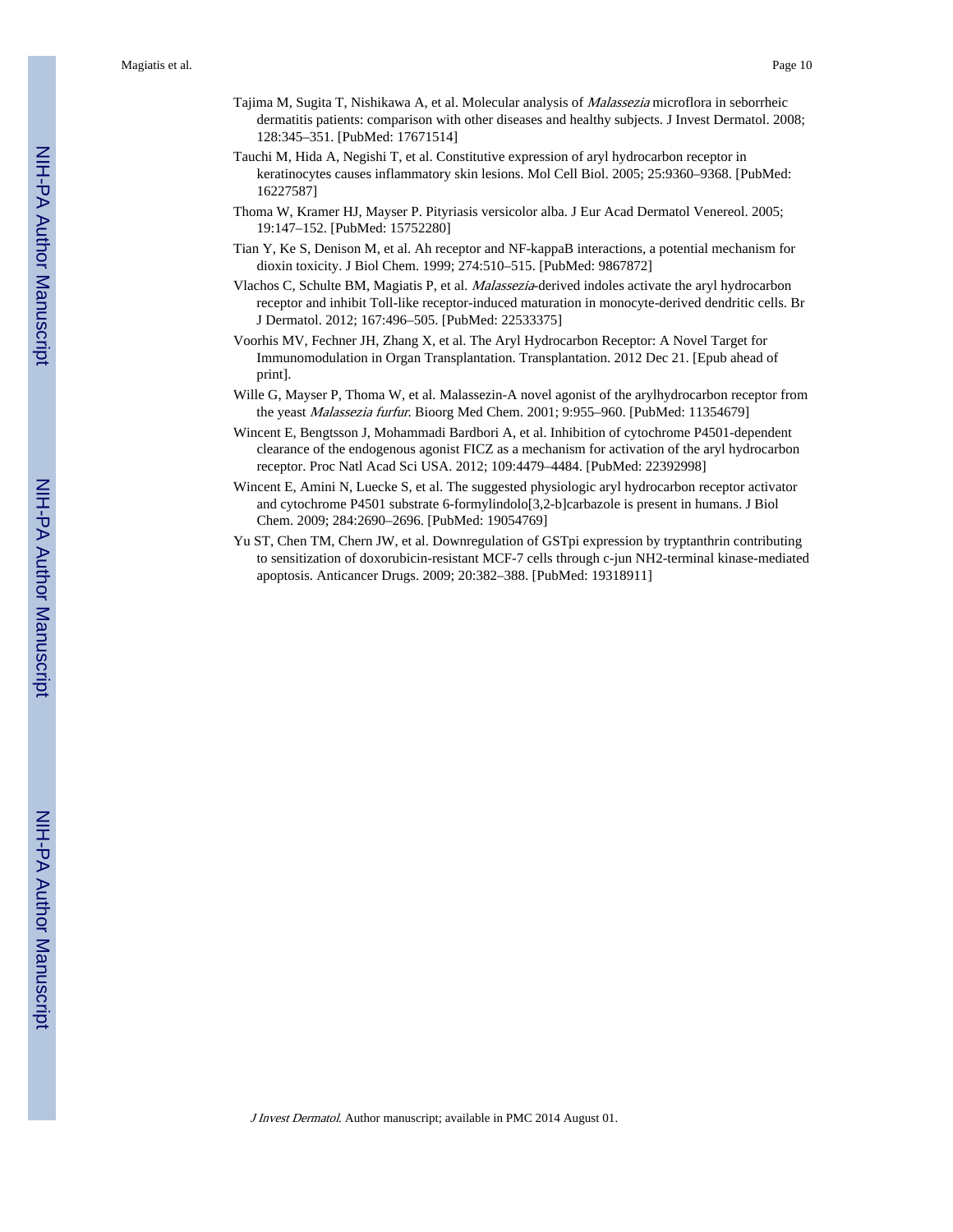Tajima M, Sugita T, Nishikawa A, et al. Molecular analysis of *Malassezia* microflora in seborrheic dermatitis patients: comparison with other diseases and healthy subjects. J Invest Dermatol. 2008; 128:345–351. [PubMed: 17671514]

Tauchi M, Hida A, Negishi T, et al. Constitutive expression of aryl hydrocarbon receptor in keratinocytes causes inflammatory skin lesions. Mol Cell Biol. 2005; 25:9360–9368. [PubMed: 16227587]

Thoma W, Kramer HJ, Mayser P. Pityriasis versicolor alba. J Eur Acad Dermatol Venereol. 2005; 19:147–152. [PubMed: 15752280]

Tian Y, Ke S, Denison M, et al. Ah receptor and NF-kappaB interactions, a potential mechanism for dioxin toxicity. J Biol Chem. 1999; 274:510–515. [PubMed: 9867872]

Vlachos C, Schulte BM, Magiatis P, et al. *Malassezia*-derived indoles activate the aryl hydrocarbon receptor and inhibit Toll-like receptor-induced maturation in monocyte-derived dendritic cells. Br J Dermatol. 2012; 167:496–505. [PubMed: 22533375]

Voorhis MV, Fechner JH, Zhang X, et al. The Aryl Hydrocarbon Receptor: A Novel Target for Immunomodulation in Organ Transplantation. Transplantation. 2012 Dec 21. [Epub ahead of print].

Wille G, Mayser P, Thoma W, et al. Malassezin-A novel agonist of the arylhydrocarbon receptor from the yeast *Malassezia furfur*. Bioorg Med Chem. 2001; 9:955–960. [PubMed: 11354679]

Wincent E, Bengtsson J, Mohammadi Bardbori A, et al. Inhibition of cytochrome P4501-dependent clearance of the endogenous agonist FICZ as a mechanism for activation of the aryl hydrocarbon receptor. Proc Natl Acad Sci USA. 2012; 109:4479–4484. [PubMed: 22392998]

Wincent E, Amini N, Luecke S, et al. The suggested physiologic aryl hydrocarbon receptor activator and cytochrome P4501 substrate 6-formylindolo[3,2-b]carbazole is present in humans. J Biol Chem. 2009; 284:2690–2696. [PubMed: 19054769]

Yu ST, Chen TM, Chern JW, et al. Downregulation of GSTpi expression by tryptanthrin contributing to sensitization of doxorubicin-resistant MCF-7 cells through c-jun NH2-terminal kinase-mediated apoptosis. Anticancer Drugs. 2009; 20:382–388. [PubMed: 19318911]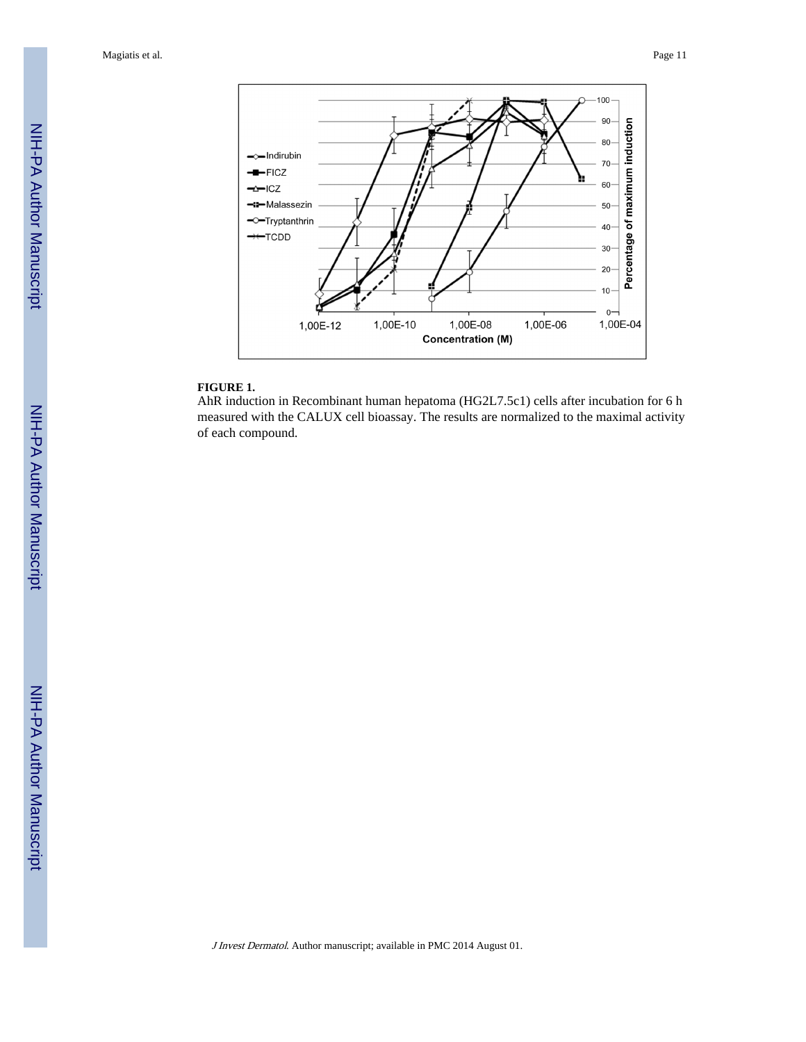**FIGURE 1.**

AhR induction in Recombinant human hepatoma (HG2L7.5c1) cells after incubation for 6 h measured with the CALUX cell bioassay. The results are normalized to the maximal activity of each compound.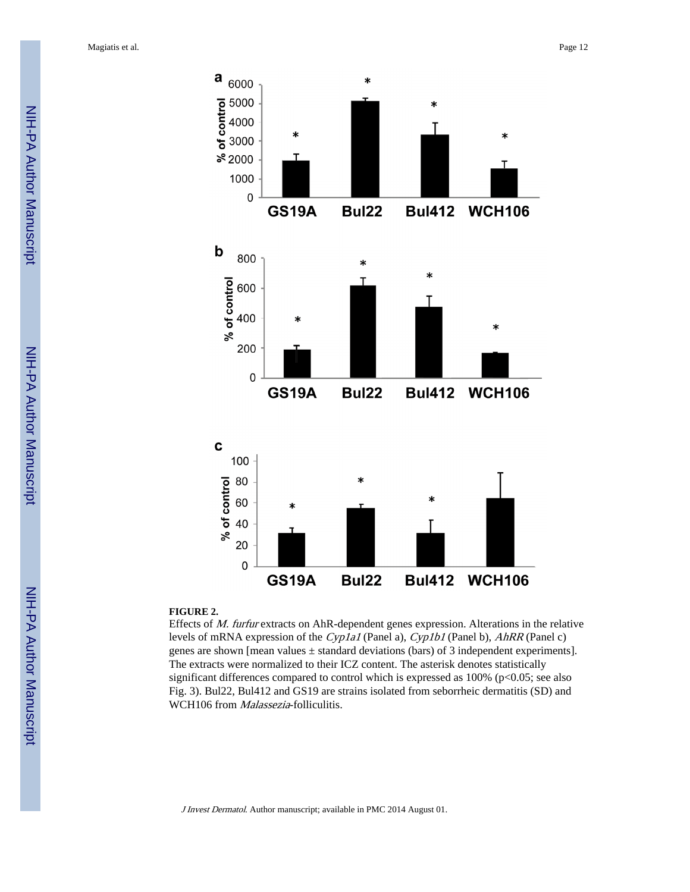**FIGURE 2.**

Effects of *M. furfur* extracts on AhR-dependent genes expression. Alterations in the relative levels of mRNA expression of the *Cyp1a1* (Panel a), *Cyp1b1* (Panel b), *AhRR* (Panel c) genes are shown [mean values ± standard deviations (bars) of 3 independent experiments]. The extracts were normalized to their ICZ content. The asterisk denotes statistically significant differences compared to control which is expressed as 100% ($p<0.05$; see also Fig. 3). Bul22, Bul412 and GS19 are strains isolated from seborrheic dermatitis (SD) and WCH106 from *Malassezia*-folliculitis.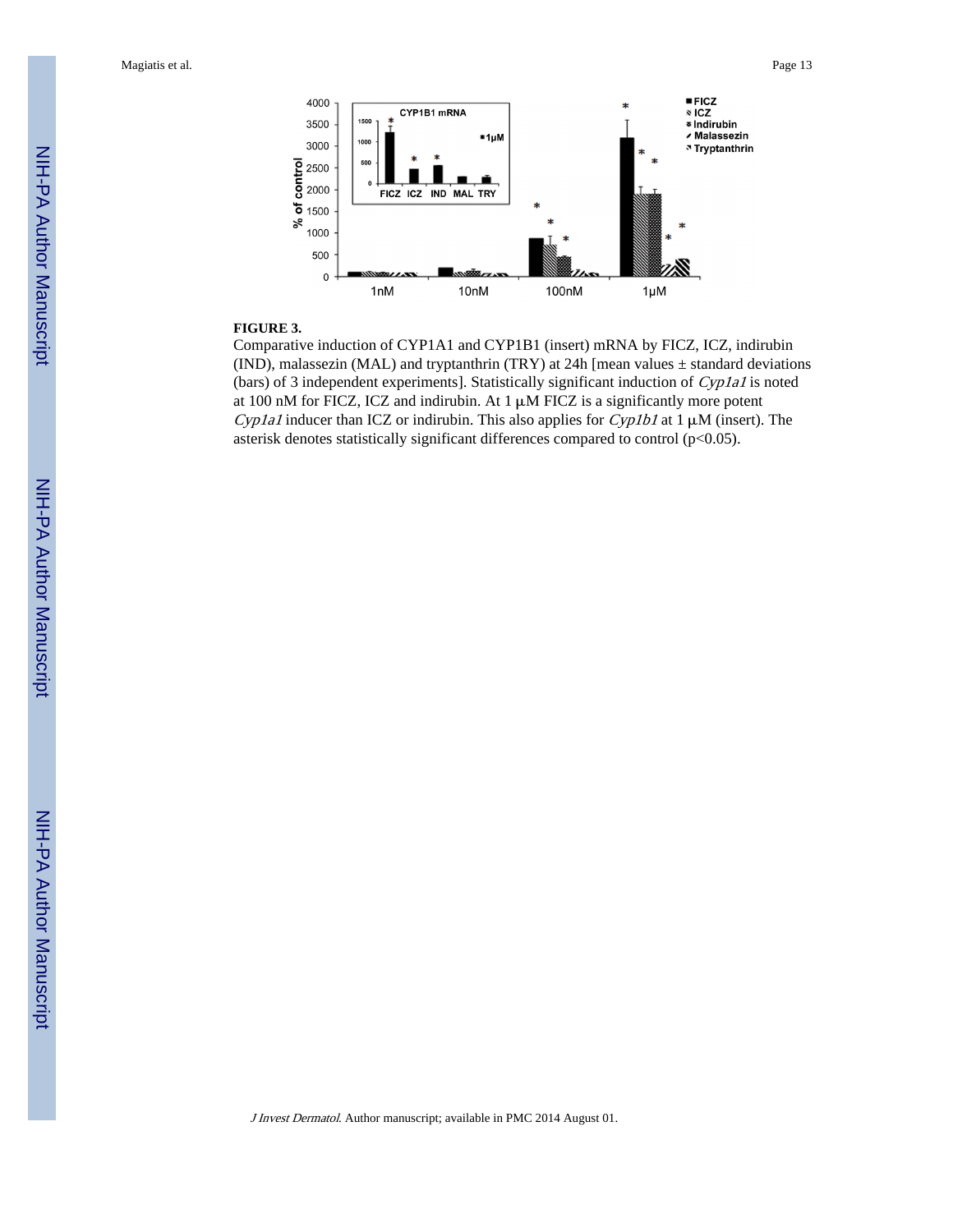**FIGURE 3.**

Comparative induction of CYP1A1 and CYP1B1 (insert) mRNA by FICZ, ICZ, indirubin (IND), malassezin (MAL) and tryptanthrin (TRY) at 24h [mean values ± standard deviations (bars) of 3 independent experiments]. Statistically significant induction of *Cyp1a1* is noted at 100 nM for FICZ, ICZ and indirubin. At 1 μM FICZ is a significantly more potent *Cyp1a1* inducer than ICZ or indirubin. This also applies for *Cyp1b1* at 1 μM (insert). The asterisk denotes statistically significant differences compared to control ($p<0.05$).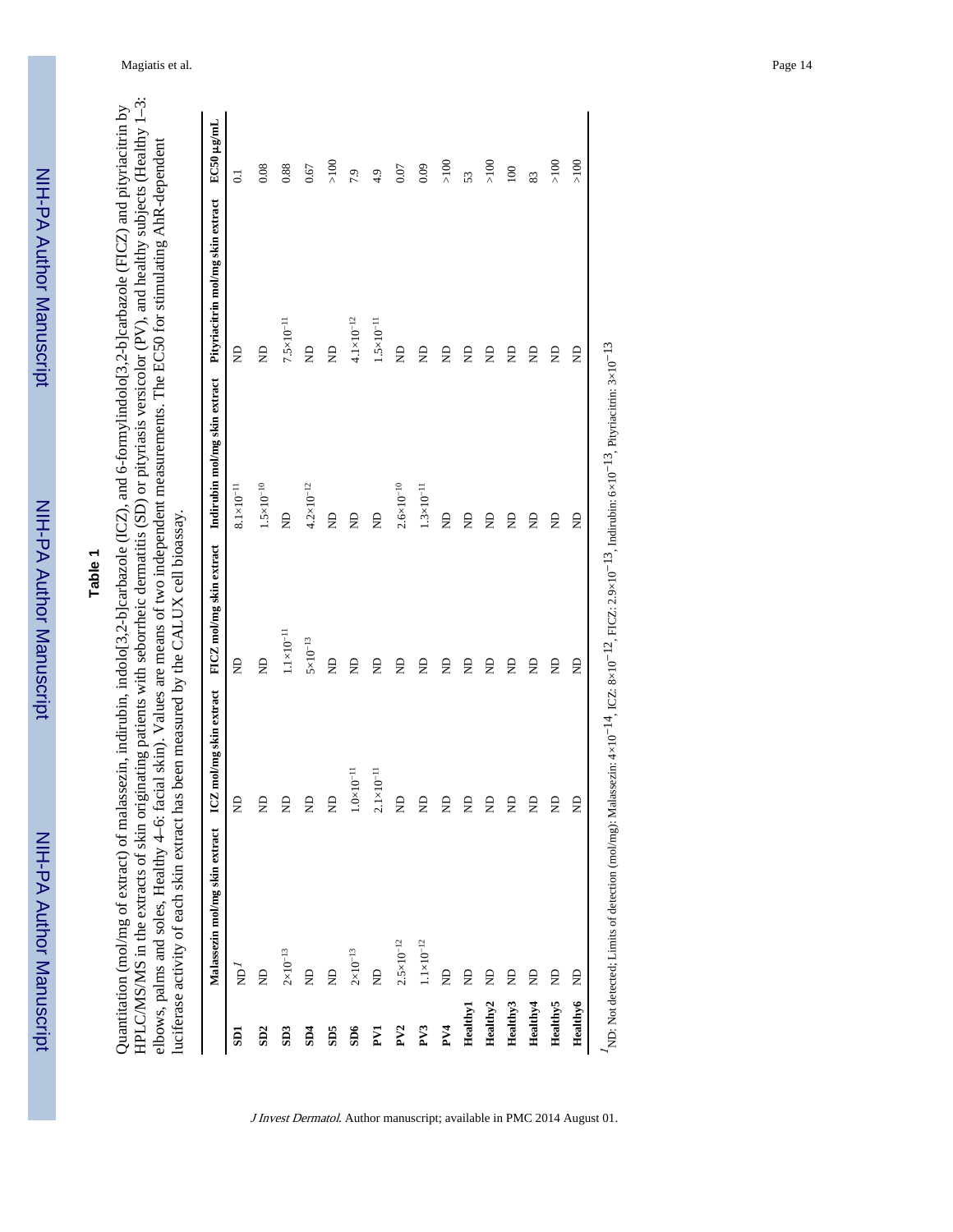## Table 1

Quantitation (mol/mg of extract) of malassezin, indirubin, indolo[3,2-b]carbazole (ICZ), and 6-formylindolo[3,2-b]carbazole (FICZ) and pityriacitrin by HPLC/MS/MS in the extracts of skin originating patients with seborrheic dermatitis (SD) or pityriasis versicolor (PV), and healthy subjects (Healthy 1–3: elbows, palms and soles, Healthy 4–6: facial skin). Values are means of two independent measurements. The EC50 for stimulating AhR-dependent luciferase activity of each skin extract has been measured by the CALUX cell bioassay.

| | Malassezin mol/mg skin extract | ICZ mol/mg skin extract | FICZ mol/mg skin extract | Indirubin mol/mg skin extract | Pityriacitrin mol/mg skin extract | EC50 μg/mL |
|---|---|---|---|---|---|---|
| SD1 | ND[1] | ND | ND | $8.1\times10^{-11}$ | ND | 0.1 |
| SD2 | ND | ND | ND | $1.5\times10^{-10}$ | ND | 0.08 |
| SD3 | $2\times10^{-13}$ | ND | $1.1\times10^{-11}$ | ND | $7.5\times10^{-11}$ | 0.88 |
| SD4 | ND | ND | $5\times10^{-13}$ | $4.2\times10^{-12}$ | ND | 0.67 |
| SD5 | ND | ND | ND | ND | ND | >100 |
| SD6 | $2\times10^{-13}$ | $1.0\times10^{-11}$ | ND | ND | $4.1\times10^{-12}$ | 7.9 |
| PV1 | ND | $2.1\times10^{-11}$ | ND | ND | $1.5\times10^{-11}$ | 4.9 |
| PV2 | $2.5\times10^{-12}$ | ND | ND | $2.6\times10^{-10}$ | ND | 0.07 |
| PV3 | $1.1\times10^{-12}$ | ND | ND | $1.3\times10^{-11}$ | ND | 0.09 |
| PV4 | ND | ND | ND | ND | ND | >100 |
| Healthy1 | ND | ND | ND | ND | ND | 53 |
| Healthy2 | ND | ND | ND | ND | ND | >100 |
| Healthy3 | ND | ND | ND | ND | ND | 100 |
| Healthy4 | ND | ND | ND | ND | ND | 83 |
| Healthy5 | ND | ND | ND | ND | ND | >100 |
| Healthy6 | ND | ND | ND | ND | ND | >100 |

[1] ND: Not detected; Limits of detection (mol/mg): Malassezin: $4\times10^{-14}$, ICZ: $8\times10^{-12}$, FICZ: $2.9\times10^{-13}$, Indirubin: $6\times10^{-13}$, Pityriacitrin: $3\times10^{-13}$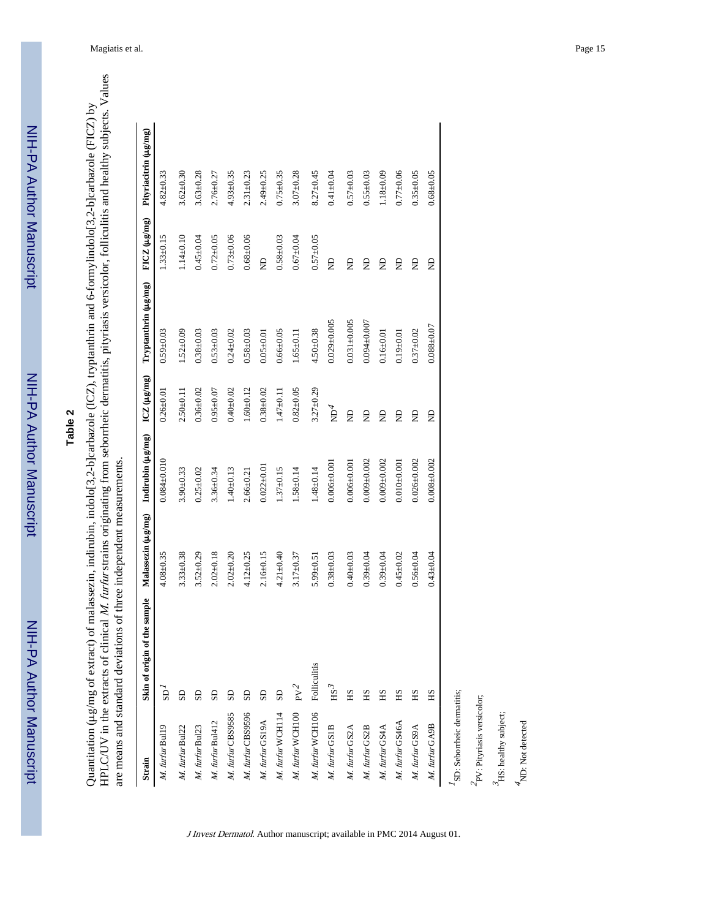## Table 2

Quantitation (μg/mg of extract) of malassezin, indirubin, indolo[3,2-b]carbazole (ICZ), tryptanthrin and 6-formylindolo[3,2-b]carbazole (FICZ) by HPLC/UV in the extracts of clinical *M. furfur* strains originating from seborrheic dermatitis, pityriasis versicolor, folliculitis and healthy subjects. Values are means and standard deviations of three independent measurements.

| Strain | Skin of origin of the sample | Malassezin (μg/mg) | Indirubin (μg/mg) | ICZ (μg/mg) | Tryptanthrin (μg/mg) | FICZ (μg/mg) | Pityriacitrin (μg/mg) |
|---|---|---|---|---|---|---|---|
| *M. furfur* Bul19 | SD[1] | 4.08±0.35 | 0.084±0.010 | 0.26±0.01 | 0.59±0.03 | 1.33±0.15 | 4.82±0.33 |
| *M. furfur* Bul22 | SD | 3.33±0.38 | 3.90±0.33 | 2.50±0.11 | 1.52±0.09 | 1.14±0.10 | 3.62±0.30 |
| *M. furfur* Bul23 | SD | 3.52±0.29 | 0.25±0.02 | 0.36±0.02 | 0.38±0.03 | 0.45±0.04 | 3.63±0.28 |
| *M. furfur* Bul412 | SD | 2.02±0.18 | 3.36±0.34 | 0.95±0.07 | 0.53±0.03 | 0.72±0.05 | 2.76±0.27 |
| *M. furfur* CBS9585 | SD | 2.02±0.20 | 1.40±0.13 | 0.40±0.02 | 0.24±0.02 | 0.73±0.06 | 4.93±0.35 |
| *M. furfur* CBS9596 | SD | 4.12±0.25 | 2.66±0.21 | 1.60±0.12 | 0.58±0.03 | 0.68±0.06 | 2.31±0.23 |
| *M. furfur* GS19A | SD | 2.16±0.15 | 0.022±0.01 | 0.38±0.02 | 0.05±0.01 | ND | 2.49±0.25 |
| *M. furfur* WCH114 | SD | 4.21±0.40 | 1.37±0.15 | 1.47±0.11 | 0.66±0.05 | 0.58±0.03 | 0.75±0.35 |
| *M. furfur* WCH100 | PV[2] | 3.17±0.37 | 1.58±0.14 | 0.82±0.05 | 1.65±0.11 | 0.67±0.04 | 3.07±0.28 |
| *M. furfur* WCH106 | Folliculitis | 5.99±0.51 | 1.48±0.14 | 3.27±0.29 | 4.50±0.38 | 0.57±0.05 | 8.27±0.45 |
| *M. furfur* GS1B | HS[3] | 0.38±0.03 | 0.006±0.001 | ND[4] | 0.029±0.005 | ND | 0.41±0.04 |
| *M. furfur* GS2A | HS | 0.40±0.03 | 0.006±0.001 | ND | 0.031±0.005 | ND | 0.57±0.03 |
| *M. furfur* GS2B | HS | 0.39±0.04 | 0.009±0.002 | ND | 0.094±0.007 | ND | 0.55±0.03 |
| *M. furfur* GS4A | HS | 0.39±0.04 | 0.009±0.002 | ND | 0.16±0.01 | ND | 1.18±0.09 |
| *M. furfur* GS46A | HS | 0.45±0.02 | 0.010±0.001 | ND | 0.19±0.01 | ND | 0.77±0.06 |
| *M. furfur* GS9A | HS | 0.56±0.04 | 0.026±0.002 | ND | 0.37±0.02 | ND | 0.35±0.05 |
| *M. furfur* GA9B | HS | 0.43±0.04 | 0.008±0.002 | ND | 0.088±0.07 | ND | 0.68±0.05 |

[1] SD: Seborrheic dermatitis;

[2] PV: Pityriasis versicolor;

[3] HS: healthy subject;

[4] ND: Not detected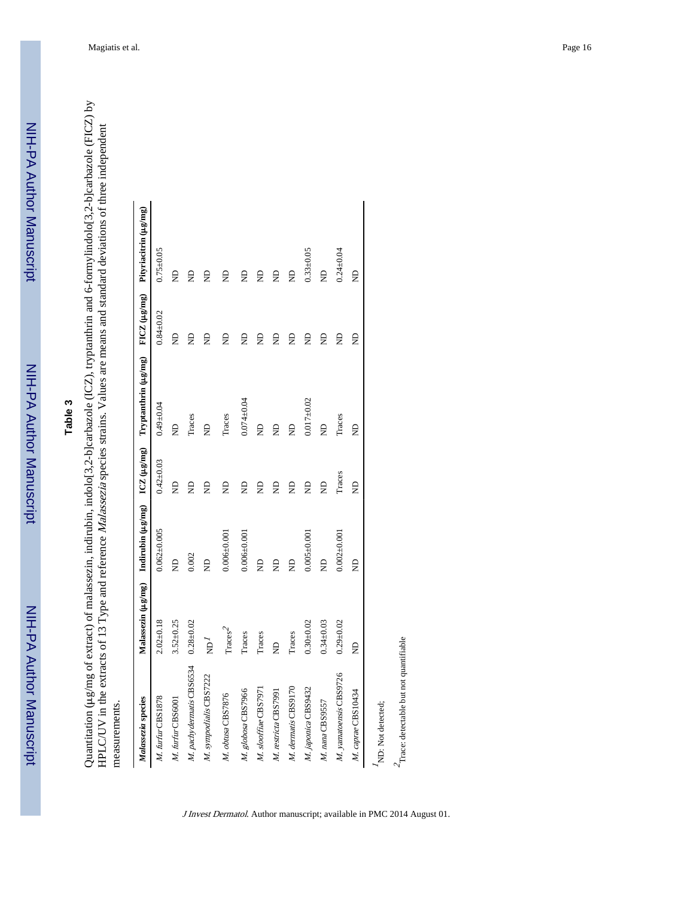## Table 3

Quantitation (μg/mg of extract) of malassezin, indirubin, indolo[3,2-b]carbazole (ICZ), tryptanthrin and 6-formylindolo[3,2-b]carbazole (FICZ) by HPLC/UV in the extracts of 13 Type and reference *Malassezia* species strains. Values are means and standard deviations of three independent measurements.

| *Malassezia* species | Malassezin (μg/mg) | Indirubin (μg/mg) | ICZ (μg/mg) | Tryptanthrin (μg/mg) | FICZ (μg/mg) | Pityriacitrin (μg/mg) |
|---|---|---|---|---|---|---|
| *M. furfur* CBS1878 | 2.02±0.18 | 0.062±0.005 | 0.42±0.03 | 0.49±0.04 | 0.84±0.02 | 0.75±0.05 |
| *M. furfur* CBS6001 | 3.52±0.25 | ND | ND | ND | ND | ND |
| *M. pachydermatis* CBS6534 | 0.28±0.02 | 0.002 | ND | Traces | ND | ND |
| *M. sympodialis* CBS7222 | ND[1] | ND | ND | ND | ND | ND |
| *M. obtusa* CBS7876 | Traces[2] | 0.006±0.001 | ND | Traces | ND | ND |
| *M. globosa* CBS7966 | Traces | 0.006±0.001 | ND | 0.074±0.04 | ND | ND |
| *M. slooffiae* CBS7971 | Traces | ND | ND | ND | ND | ND |
| *M. restricta* CBS7991 | ND | ND | ND | ND | ND | ND |
| *M. dermatis* CBS9170 | Traces | ND | ND | ND | ND | ND |
| *M. japonica* CBS9432 | 0.30±0.02 | 0.005±0.001 | ND | 0.017±0.02 | ND | 0.33±0.05 |
| *M. nana* CBS9557 | 0.34±0.03 | ND | ND | ND | ND | ND |
| *M. yamatoensis* CBS9726 | 0.29±0.02 | 0.002±0.001 | Traces | Traces | ND | 0.24±0.04 |
| *M. caprae* CBS10434 | ND | ND | ND | ND | ND | ND |

[1] ND: Not detected;

[2] Trace: detectable but not quantifiable